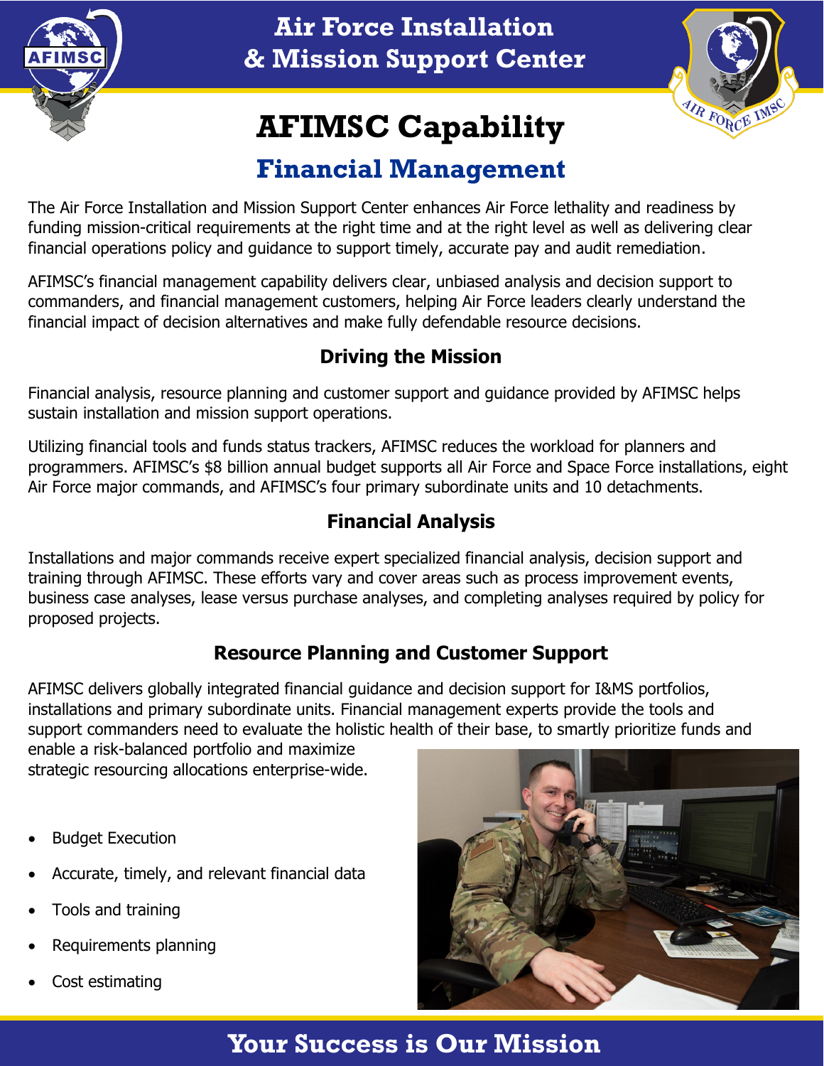# Air Force Installation & Mission Support Center

# AFIMSC Capability

## Financial Management

The Air Force Installation and Mission Support Center enhances Air Force lethality and readiness by funding mission-critical requirements at the right time and at the right level as well as delivering clear financial operations policy and guidance to support timely, accurate pay and audit remediation.

AFIMSC's financial management capability delivers clear, unbiased analysis and decision support to commanders, and financial management customers, helping Air Force leaders clearly understand the financial impact of decision alternatives and make fully defendable resource decisions.

### Driving the Mission

Financial analysis, resource planning and customer support and guidance provided by AFIMSC helps sustain installation and mission support operations.

Utilizing financial tools and funds status trackers, AFIMSC reduces the workload for planners and programmers. AFIMSC's $8 billion annual budget supports all Air Force and Space Force installations, eight Air Force major commands, and AFIMSC's four primary subordinate units and 10 detachments.

### Financial Analysis

Installations and major commands receive expert specialized financial analysis, decision support and training through AFIMSC. These efforts vary and cover areas such as process improvement events, business case analyses, lease versus purchase analyses, and completing analyses required by policy for proposed projects.

### Resource Planning and Customer Support

AFIMSC delivers globally integrated financial guidance and decision support for I&MS portfolios, installations and primary subordinate units. Financial management experts provide the tools and support commanders need to evaluate the holistic health of their base, to smartly prioritize funds and enable a risk-balanced portfolio and maximize strategic resourcing allocations enterprise-wide.

- Budget Execution
- Accurate, timely, and relevant financial data
- Tools and training
- Requirements planning
- Cost estimating

**Your Success is Our Mission**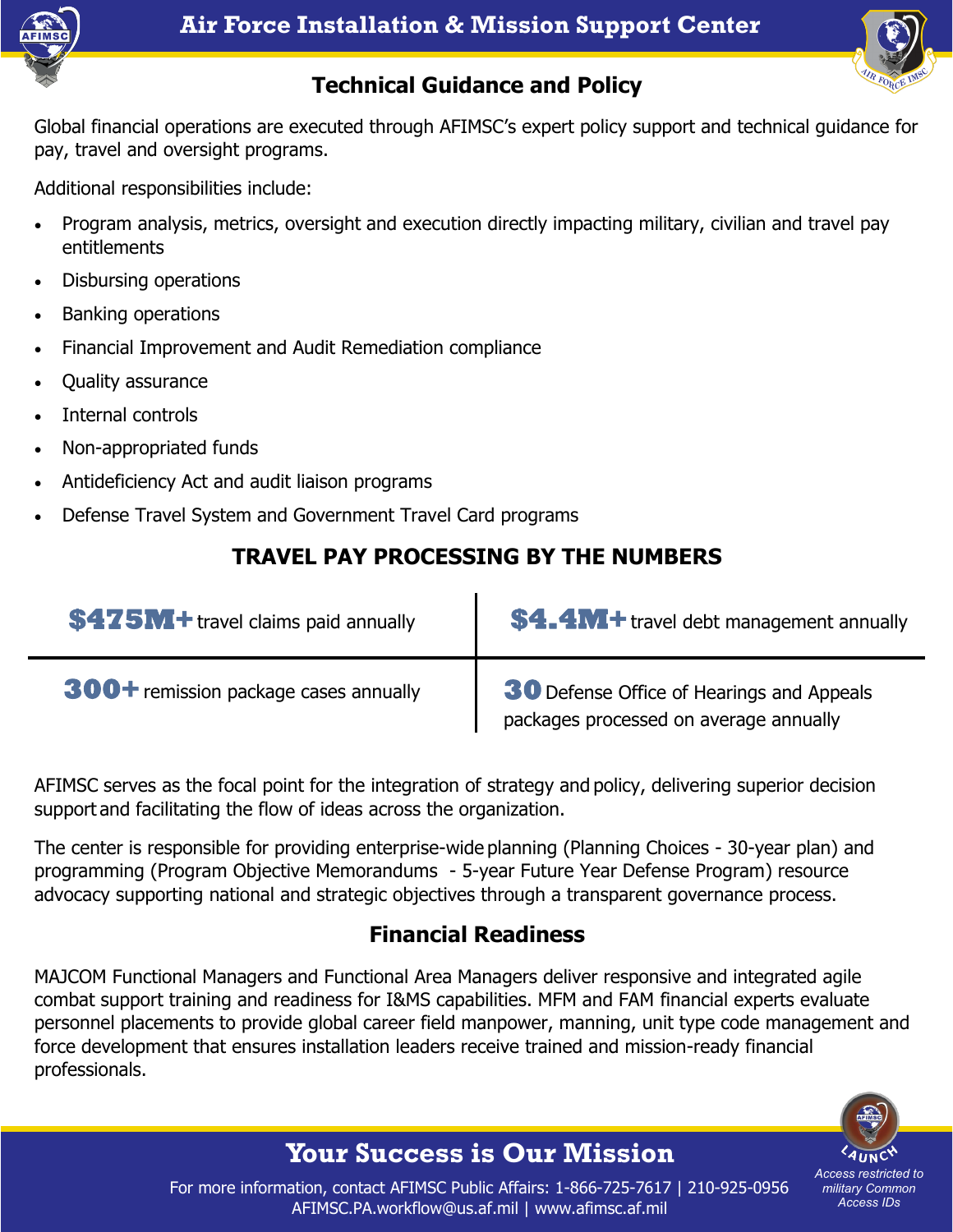## Technical Guidance and Policy

Global financial operations are executed through AFIMSC's expert policy support and technical guidance for pay, travel and oversight programs.

Additional responsibilities include:

- Program analysis, metrics, oversight and execution directly impacting military, civilian and travel pay entitlements
- Disbursing operations
- Banking operations
- Financial Improvement and Audit Remediation compliance
- Quality assurance
- Internal controls
- Non-appropriated funds
- Antideficiency Act and audit liaison programs
- Defense Travel System and Government Travel Card programs

## TRAVEL PAY PROCESSING BY THE NUMBERS

| | |
|---|---|
| **$475M+** travel claims paid annually | **$4.4M+** travel debt management annually |
| **300+** remission package cases annually | **30** Defense Office of Hearings and Appeals packages processed on average annually |

AFIMSC serves as the focal point for the integration of strategy and policy, delivering superior decision support and facilitating the flow of ideas across the organization.

The center is responsible for providing enterprise-wide planning (Planning Choices - 30-year plan) and programming (Program Objective Memorandums - 5-year Future Year Defense Program) resource advocacy supporting national and strategic objectives through a transparent governance process.

## Financial Readiness

MAJCOM Functional Managers and Functional Area Managers deliver responsive and integrated agile combat support training and readiness for I&MS capabilities. MFM and FAM financial experts evaluate personnel placements to provide global career field manpower, manning, unit type code management and force development that ensures installation leaders receive trained and mission-ready financial professionals.

**Your Success is Our Mission**

For more information, contact AFIMSC Public Affairs: 1-866-725-7617 | 210-925-0956
AFIMSC.PA.workflow@us.af.mil | www.afimsc.af.mil

LAUNCH

*Access restricted to military Common Access IDs*